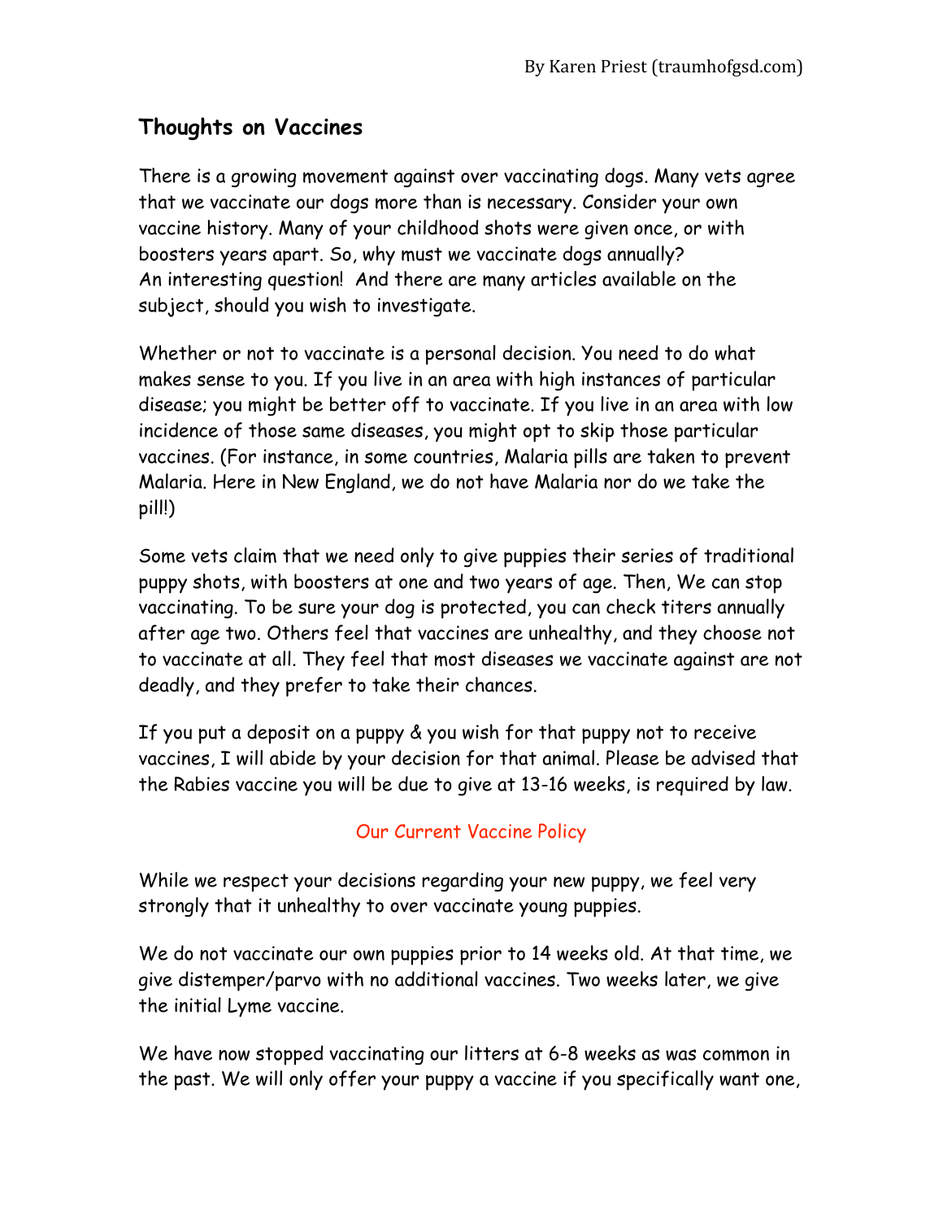By Karen Priest (traumhofgsd.com)

## Thoughts on Vaccines

There is a growing movement against over vaccinating dogs. Many vets agree that we vaccinate our dogs more than is necessary. Consider your own vaccine history. Many of your childhood shots were given once, or with boosters years apart. So, why must we vaccinate dogs annually? An interesting question! And there are many articles available on the subject, should you wish to investigate.

Whether or not to vaccinate is a personal decision. You need to do what makes sense to you. If you live in an area with high instances of particular disease; you might be better off to vaccinate. If you live in an area with low incidence of those same diseases, you might opt to skip those particular vaccines. (For instance, in some countries, Malaria pills are taken to prevent Malaria. Here in New England, we do not have Malaria nor do we take the pill!)

Some vets claim that we need only to give puppies their series of traditional puppy shots, with boosters at one and two years of age. Then, We can stop vaccinating. To be sure your dog is protected, you can check titers annually after age two. Others feel that vaccines are unhealthy, and they choose not to vaccinate at all. They feel that most diseases we vaccinate against are not deadly, and they prefer to take their chances.

If you put a deposit on a puppy & you wish for that puppy not to receive vaccines, I will abide by your decision for that animal. Please be advised that the Rabies vaccine you will be due to give at 13-16 weeks, is required by law.

### Our Current Vaccine Policy

While we respect your decisions regarding your new puppy, we feel very strongly that it unhealthy to over vaccinate young puppies.

We do not vaccinate our own puppies prior to 14 weeks old. At that time, we give distemper/parvo with no additional vaccines. Two weeks later, we give the initial Lyme vaccine.

We have now stopped vaccinating our litters at 6-8 weeks as was common in the past. We will only offer your puppy a vaccine if you specifically want one,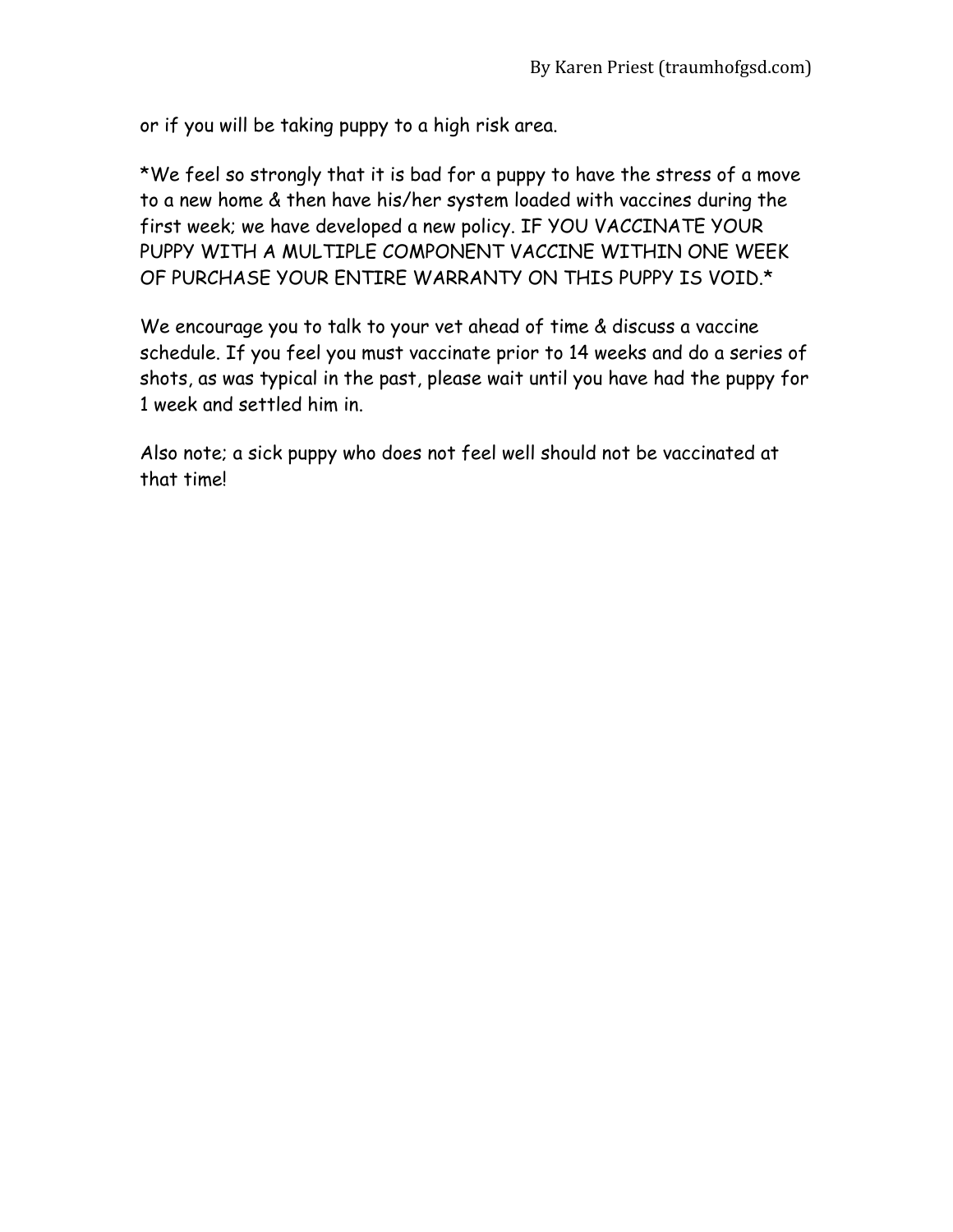or if you will be taking puppy to a high risk area.

*We feel so strongly that it is bad for a puppy to have the stress of a move to a new home & then have his/her system loaded with vaccines during the first week; we have developed a new policy. IF YOU VACCINATE YOUR PUPPY WITH A MULTIPLE COMPONENT VACCINE WITHIN ONE WEEK OF PURCHASE YOUR ENTIRE WARRANTY ON THIS PUPPY IS VOID.*

We encourage you to talk to your vet ahead of time & discuss a vaccine schedule. If you feel you must vaccinate prior to 14 weeks and do a series of shots, as was typical in the past, please wait until you have had the puppy for 1 week and settled him in.

Also note; a sick puppy who does not feel well should not be vaccinated at that time!